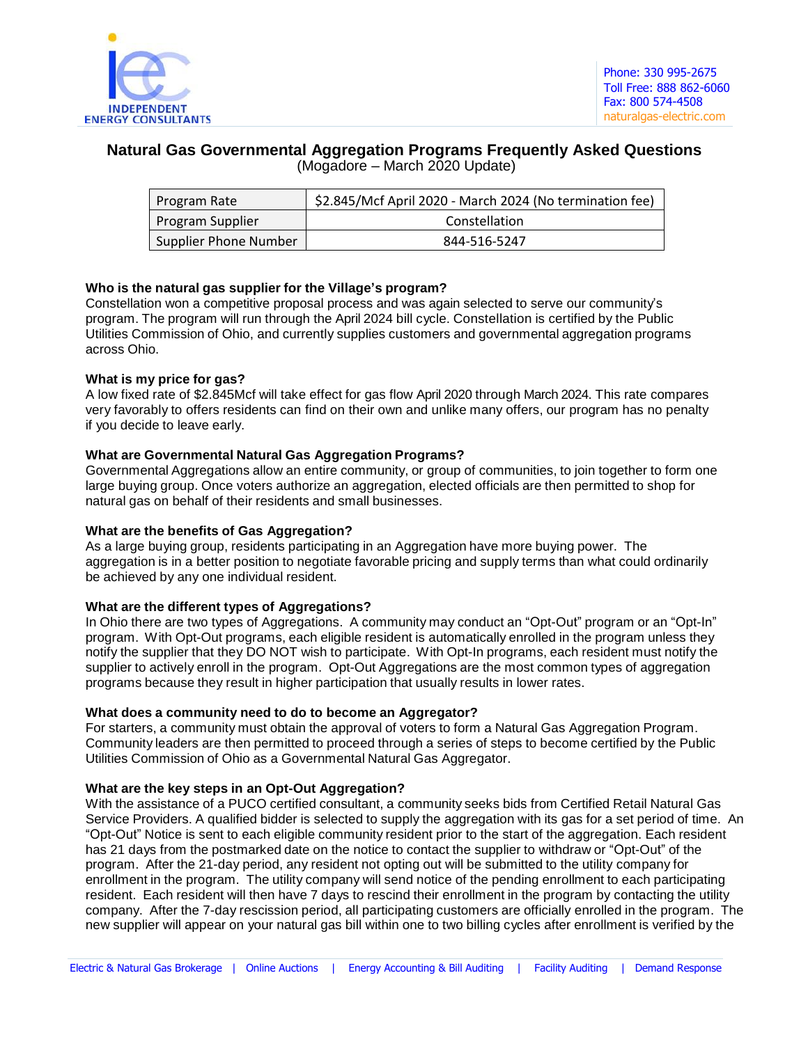INDEPENDENT ENERGY CONSULTANTS

Phone: 330 995-2675
Toll Free: 888 862-6060
Fax: 800 574-4508
naturalgas-electric.com

# Natural Gas Governmental Aggregation Programs Frequently Asked Questions

(Mogadore – March 2020 Update)

| Program Rate | $2.845/Mcf April 2020 - March 2024 (No termination fee) |
|---|---|
| Program Supplier | Constellation |
| Supplier Phone Number | 844-516-5247 |

**Who is the natural gas supplier for the Village's program?**
Constellation won a competitive proposal process and was again selected to serve our community's program. The program will run through the April 2024 bill cycle. Constellation is certified by the Public Utilities Commission of Ohio, and currently supplies customers and governmental aggregation programs across Ohio.

**What is my price for gas?**
A low fixed rate of $2.845Mcf will take effect for gas flow April 2020 through March 2024. This rate compares very favorably to offers residents can find on their own and unlike many offers, our program has no penalty if you decide to leave early.

**What are Governmental Natural Gas Aggregation Programs?**
Governmental Aggregations allow an entire community, or group of communities, to join together to form one large buying group. Once voters authorize an aggregation, elected officials are then permitted to shop for natural gas on behalf of their residents and small businesses.

**What are the benefits of Gas Aggregation?**
As a large buying group, residents participating in an Aggregation have more buying power. The aggregation is in a better position to negotiate favorable pricing and supply terms than what could ordinarily be achieved by any one individual resident.

**What are the different types of Aggregations?**
In Ohio there are two types of Aggregations. A community may conduct an "Opt-Out" program or an "Opt-In" program. With Opt-Out programs, each eligible resident is automatically enrolled in the program unless they notify the supplier that they DO NOT wish to participate. With Opt-In programs, each resident must notify the supplier to actively enroll in the program. Opt-Out Aggregations are the most common types of aggregation programs because they result in higher participation that usually results in lower rates.

**What does a community need to do to become an Aggregator?**
For starters, a community must obtain the approval of voters to form a Natural Gas Aggregation Program. Community leaders are then permitted to proceed through a series of steps to become certified by the Public Utilities Commission of Ohio as a Governmental Natural Gas Aggregator.

**What are the key steps in an Opt-Out Aggregation?**
With the assistance of a PUCO certified consultant, a community seeks bids from Certified Retail Natural Gas Service Providers. A qualified bidder is selected to supply the aggregation with its gas for a set period of time. An "Opt-Out" Notice is sent to each eligible community resident prior to the start of the aggregation. Each resident has 21 days from the postmarked date on the notice to contact the supplier to withdraw or "Opt-Out" of the program. After the 21-day period, any resident not opting out will be submitted to the utility company for enrollment in the program. The utility company will send notice of the pending enrollment to each participating resident. Each resident will then have 7 days to rescind their enrollment in the program by contacting the utility company. After the 7-day rescission period, all participating customers are officially enrolled in the program. The new supplier will appear on your natural gas bill within one to two billing cycles after enrollment is verified by the

Electric & Natural Gas Brokerage | Online Auctions | Energy Accounting & Bill Auditing | Facility Auditing | Demand Response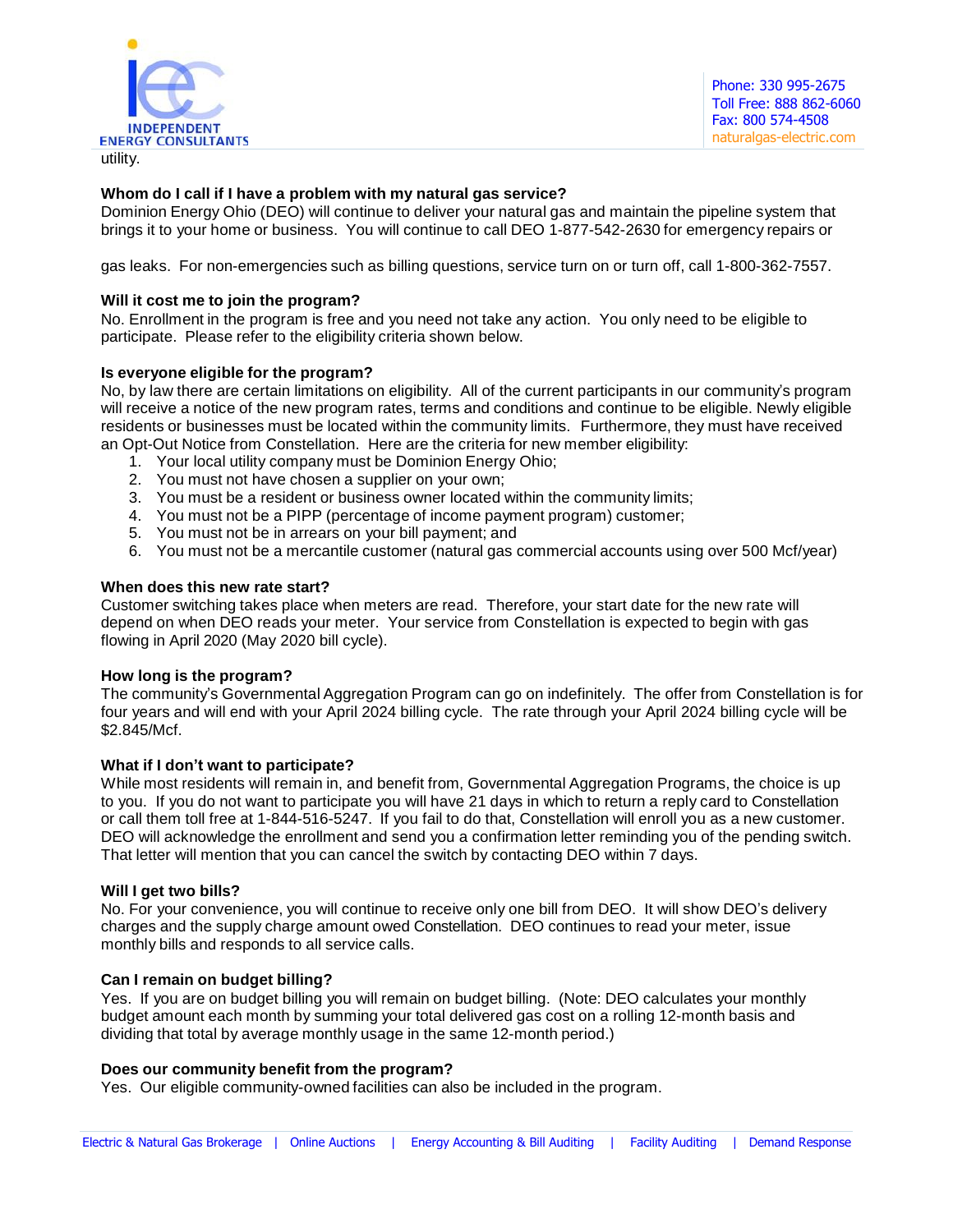utility.

**Whom do I call if I have a problem with my natural gas service?**
Dominion Energy Ohio (DEO) will continue to deliver your natural gas and maintain the pipeline system that brings it to your home or business. You will continue to call DEO 1-877-542-2630 for emergency repairs or gas leaks. For non-emergencies such as billing questions, service turn on or turn off, call 1-800-362-7557.

**Will it cost me to join the program?**
No. Enrollment in the program is free and you need not take any action. You only need to be eligible to participate. Please refer to the eligibility criteria shown below.

**Is everyone eligible for the program?**
No, by law there are certain limitations on eligibility. All of the current participants in our community's program will receive a notice of the new program rates, terms and conditions and continue to be eligible. Newly eligible residents or businesses must be located within the community limits. Furthermore, they must have received an Opt-Out Notice from Constellation. Here are the criteria for new member eligibility:

1. Your local utility company must be Dominion Energy Ohio;
2. You must not have chosen a supplier on your own;
3. You must be a resident or business owner located within the community limits;
4. You must not be a PIPP (percentage of income payment program) customer;
5. You must not be in arrears on your bill payment; and
6. You must not be a mercantile customer (natural gas commercial accounts using over 500 Mcf/year)

**When does this new rate start?**
Customer switching takes place when meters are read. Therefore, your start date for the new rate will depend on when DEO reads your meter. Your service from Constellation is expected to begin with gas flowing in April 2020 (May 2020 bill cycle).

**How long is the program?**
The community's Governmental Aggregation Program can go on indefinitely. The offer from Constellation is for four years and will end with your April 2024 billing cycle. The rate through your April 2024 billing cycle will be \$2.845/Mcf.

**What if I don't want to participate?**
While most residents will remain in, and benefit from, Governmental Aggregation Programs, the choice is up to you. If you do not want to participate you will have 21 days in which to return a reply card to Constellation or call them toll free at 1-844-516-5247. If you fail to do that, Constellation will enroll you as a new customer. DEO will acknowledge the enrollment and send you a confirmation letter reminding you of the pending switch. That letter will mention that you can cancel the switch by contacting DEO within 7 days.

**Will I get two bills?**
No. For your convenience, you will continue to receive only one bill from DEO. It will show DEO's delivery charges and the supply charge amount owed Constellation. DEO continues to read your meter, issue monthly bills and responds to all service calls.

**Can I remain on budget billing?**
Yes. If you are on budget billing you will remain on budget billing. (Note: DEO calculates your monthly budget amount each month by summing your total delivered gas cost on a rolling 12-month basis and dividing that total by average monthly usage in the same 12-month period.)

**Does our community benefit from the program?**
Yes. Our eligible community-owned facilities can also be included in the program.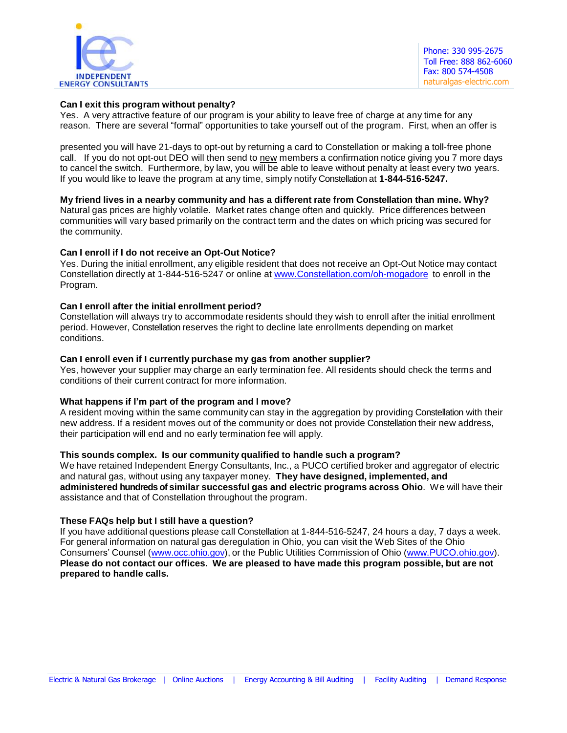**Can I exit this program without penalty?**
Yes. A very attractive feature of our program is your ability to leave free of charge at any time for any reason. There are several "formal" opportunities to take yourself out of the program. First, when an offer is

presented you will have 21-days to opt-out by returning a card to Constellation or making a toll-free phone call. If you do not opt-out DEO will then send to new members a confirmation notice giving you 7 more days to cancel the switch. Furthermore, by law, you will be able to leave without penalty at least every two years. If you would like to leave the program at any time, simply notify Constellation at **1-844-516-5247.**

**My friend lives in a nearby community and has a different rate from Constellation than mine. Why?**
Natural gas prices are highly volatile. Market rates change often and quickly. Price differences between communities will vary based primarily on the contract term and the dates on which pricing was secured for the community.

**Can I enroll if I do not receive an Opt-Out Notice?**
Yes. During the initial enrollment, any eligible resident that does not receive an Opt-Out Notice may contact Constellation directly at 1-844-516-5247 or online at www.Constellation.com/oh-mogadore to enroll in the Program.

**Can I enroll after the initial enrollment period?**
Constellation will always try to accommodate residents should they wish to enroll after the initial enrollment period. However, Constellation reserves the right to decline late enrollments depending on market conditions.

**Can I enroll even if I currently purchase my gas from another supplier?**
Yes, however your supplier may charge an early termination fee. All residents should check the terms and conditions of their current contract for more information.

**What happens if I'm part of the program and I move?**
A resident moving within the same community can stay in the aggregation by providing Constellation with their new address. If a resident moves out of the community or does not provide Constellation their new address, their participation will end and no early termination fee will apply.

**This sounds complex. Is our community qualified to handle such a program?**
We have retained Independent Energy Consultants, Inc., a PUCO certified broker and aggregator of electric and natural gas, without using any taxpayer money. **They have designed, implemented, and administered hundreds of similar successful gas and electric programs across Ohio**. We will have their assistance and that of Constellation throughout the program.

**These FAQs help but I still have a question?**
If you have additional questions please call Constellation at 1-844-516-5247, 24 hours a day, 7 days a week. For general information on natural gas deregulation in Ohio, you can visit the Web Sites of the Ohio Consumers' Counsel (www.occ.ohio.gov), or the Public Utilities Commission of Ohio (www.PUCO.ohio.gov).
**Please do not contact our offices. We are pleased to have made this program possible, but are not prepared to handle calls.**